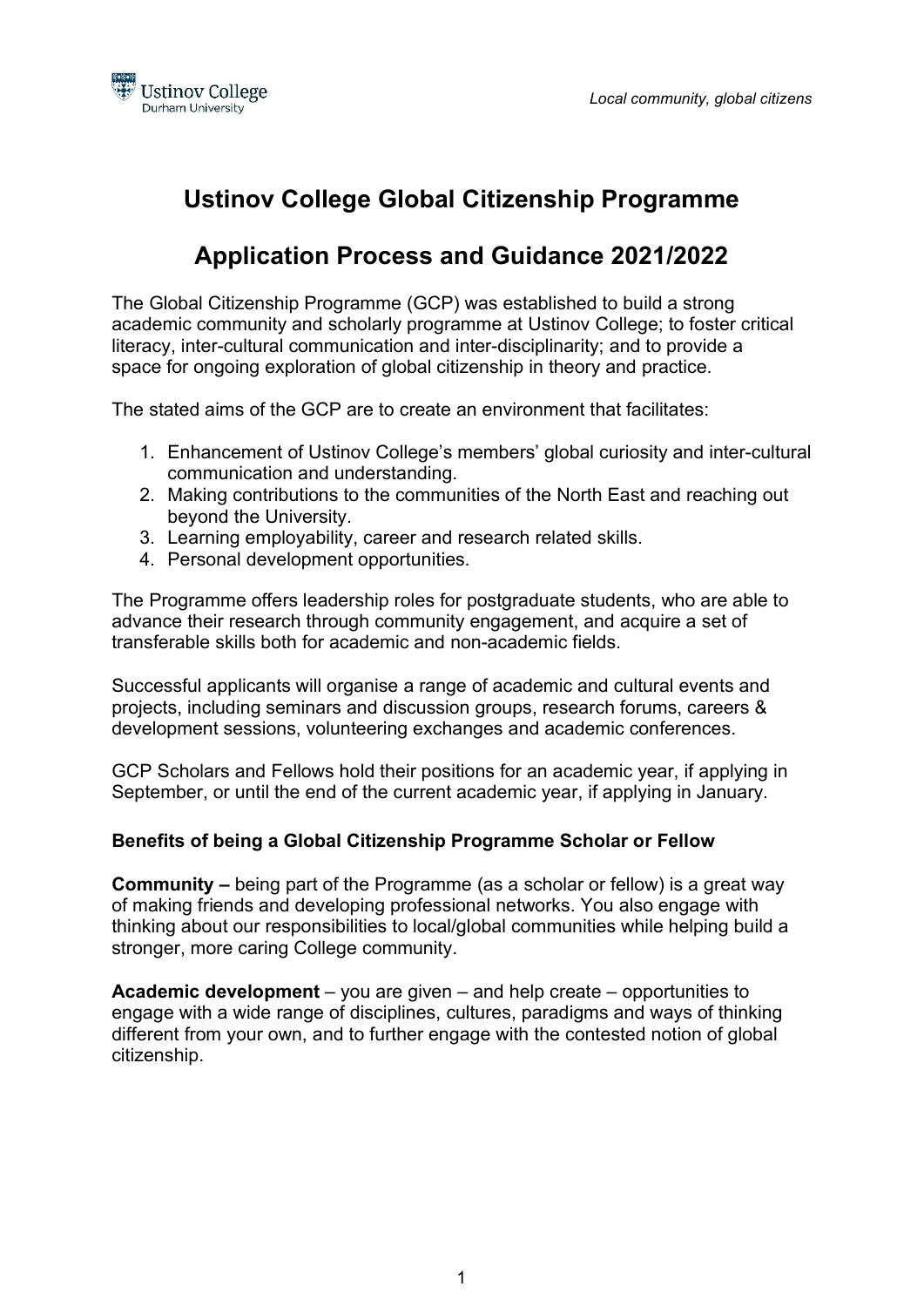# Ustinov College Global Citizenship Programme

# Application Process and Guidance 2021/2022

The Global Citizenship Programme (GCP) was established to build a strong academic community and scholarly programme at Ustinov College; to foster critical literacy, inter-cultural communication and inter-disciplinarity; and to provide a space for ongoing exploration of global citizenship in theory and practice.

The stated aims of the GCP are to create an environment that facilitates:

1. Enhancement of Ustinov College's members' global curiosity and inter-cultural communication and understanding.
2. Making contributions to the communities of the North East and reaching out beyond the University.
3. Learning employability, career and research related skills.
4. Personal development opportunities.

The Programme offers leadership roles for postgraduate students, who are able to advance their research through community engagement, and acquire a set of transferable skills both for academic and non-academic fields.

Successful applicants will organise a range of academic and cultural events and projects, including seminars and discussion groups, research forums, careers & development sessions, volunteering exchanges and academic conferences.

GCP Scholars and Fellows hold their positions for an academic year, if applying in September, or until the end of the current academic year, if applying in January.

### Benefits of being a Global Citizenship Programme Scholar or Fellow

**Community –** being part of the Programme (as a scholar or fellow) is a great way of making friends and developing professional networks. You also engage with thinking about our responsibilities to local/global communities while helping build a stronger, more caring College community.

**Academic development** – you are given – and help create – opportunities to engage with a wide range of disciplines, cultures, paradigms and ways of thinking different from your own, and to further engage with the contested notion of global citizenship.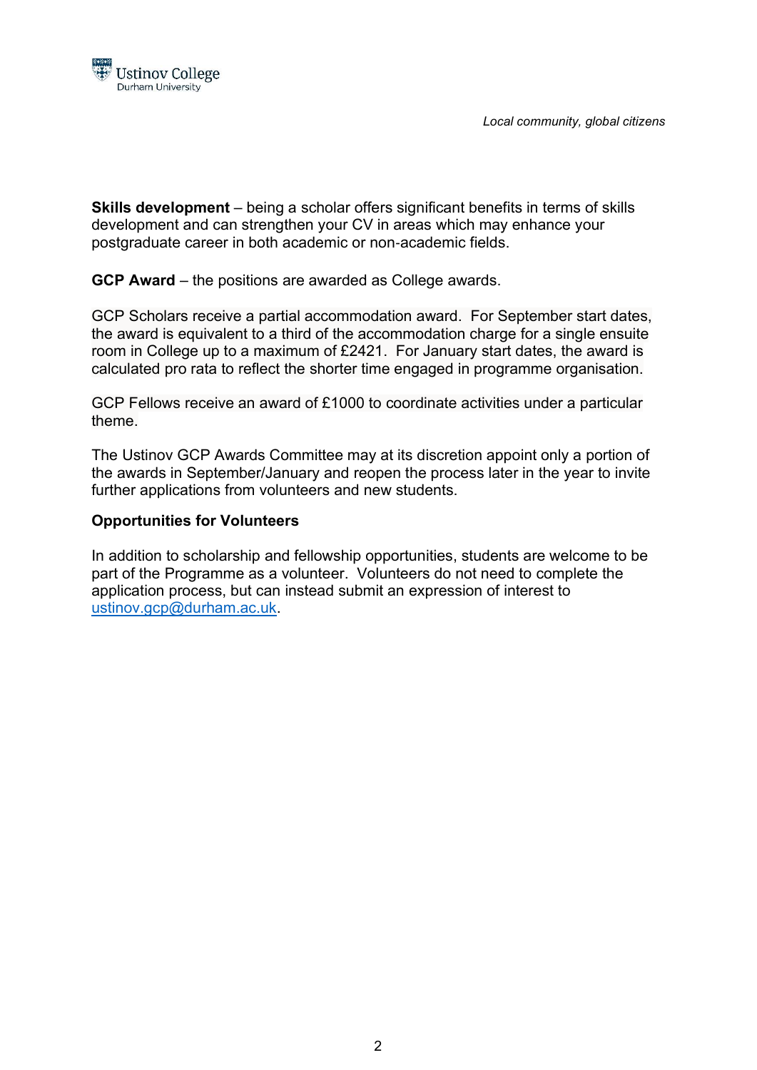**Skills development** – being a scholar offers significant benefits in terms of skills development and can strengthen your CV in areas which may enhance your postgraduate career in both academic or non-academic fields.

**GCP Award** – the positions are awarded as College awards.

GCP Scholars receive a partial accommodation award. For September start dates, the award is equivalent to a third of the accommodation charge for a single ensuite room in College up to a maximum of £2421. For January start dates, the award is calculated pro rata to reflect the shorter time engaged in programme organisation.

GCP Fellows receive an award of £1000 to coordinate activities under a particular theme.

The Ustinov GCP Awards Committee may at its discretion appoint only a portion of the awards in September/January and reopen the process later in the year to invite further applications from volunteers and new students.

**Opportunities for Volunteers**

In addition to scholarship and fellowship opportunities, students are welcome to be part of the Programme as a volunteer. Volunteers do not need to complete the application process, but can instead submit an expression of interest to ustinov.gcp@durham.ac.uk.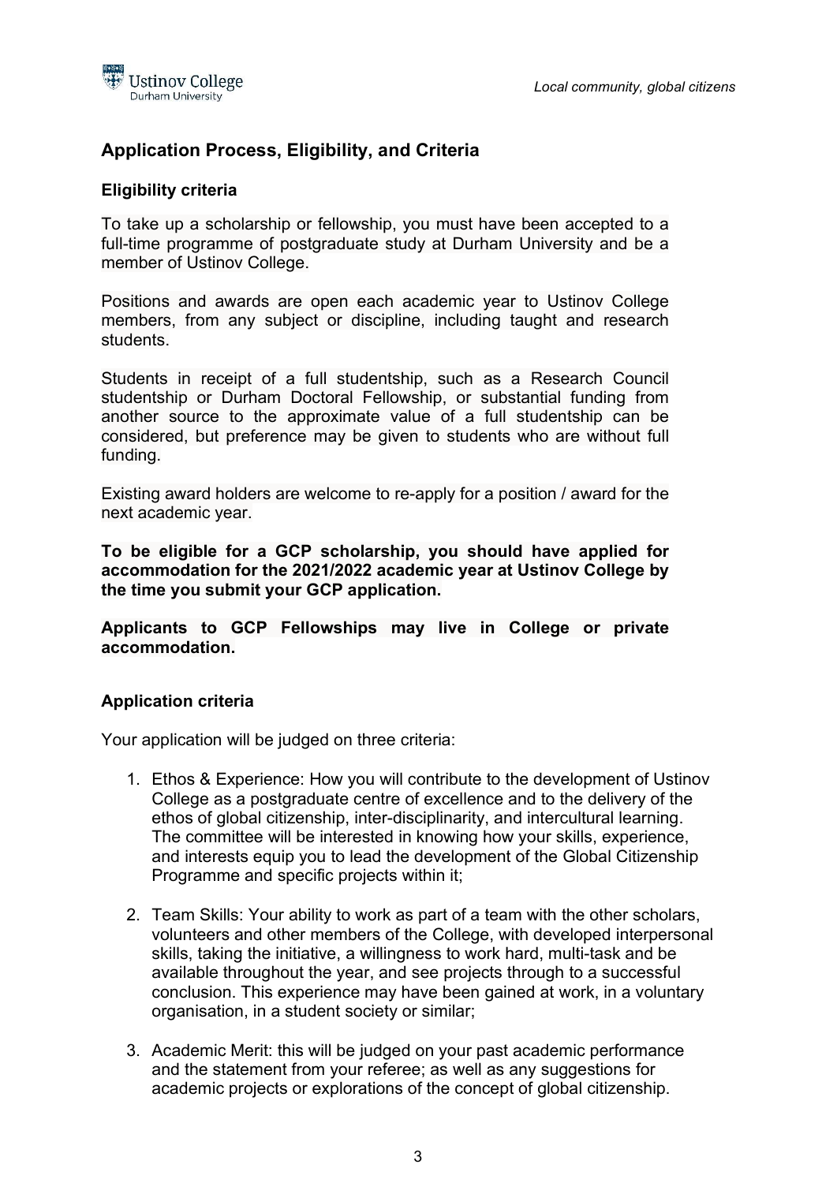## Application Process, Eligibility, and Criteria

### Eligibility criteria

To take up a scholarship or fellowship, you must have been accepted to a full-time programme of postgraduate study at Durham University and be a member of Ustinov College.

Positions and awards are open each academic year to Ustinov College members, from any subject or discipline, including taught and research students.

Students in receipt of a full studentship, such as a Research Council studentship or Durham Doctoral Fellowship, or substantial funding from another source to the approximate value of a full studentship can be considered, but preference may be given to students who are without full funding.

Existing award holders are welcome to re-apply for a position / award for the next academic year.

**To be eligible for a GCP scholarship, you should have applied for accommodation for the 2021/2022 academic year at Ustinov College by the time you submit your GCP application.**

**Applicants to GCP Fellowships may live in College or private accommodation.**

### Application criteria

Your application will be judged on three criteria:

1. Ethos & Experience: How you will contribute to the development of Ustinov College as a postgraduate centre of excellence and to the delivery of the ethos of global citizenship, inter-disciplinarity, and intercultural learning. The committee will be interested in knowing how your skills, experience, and interests equip you to lead the development of the Global Citizenship Programme and specific projects within it;

2. Team Skills: Your ability to work as part of a team with the other scholars, volunteers and other members of the College, with developed interpersonal skills, taking the initiative, a willingness to work hard, multi-task and be available throughout the year, and see projects through to a successful conclusion. This experience may have been gained at work, in a voluntary organisation, in a student society or similar;

3. Academic Merit: this will be judged on your past academic performance and the statement from your referee; as well as any suggestions for academic projects or explorations of the concept of global citizenship.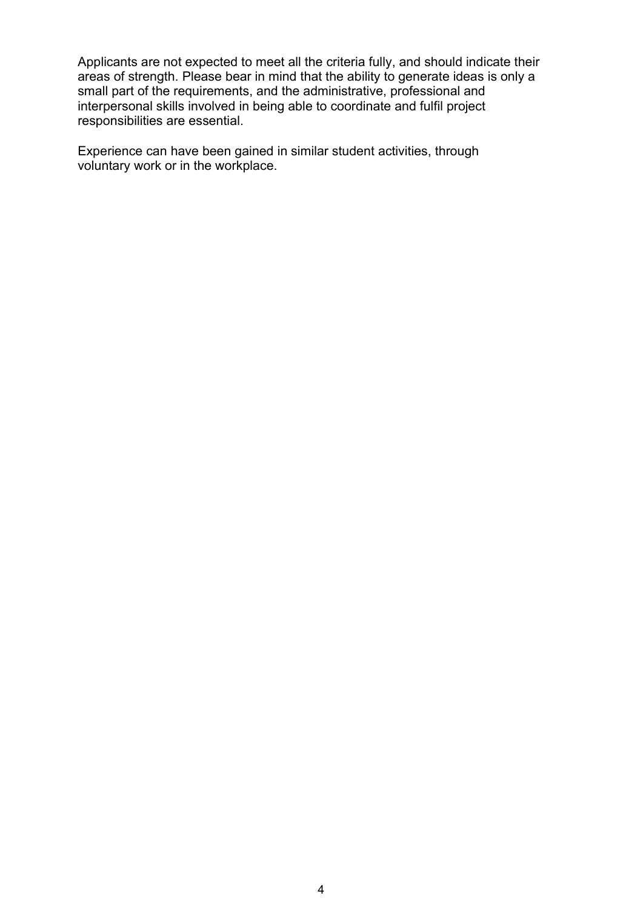Applicants are not expected to meet all the criteria fully, and should indicate their areas of strength. Please bear in mind that the ability to generate ideas is only a small part of the requirements, and the administrative, professional and interpersonal skills involved in being able to coordinate and fulfil project responsibilities are essential.

Experience can have been gained in similar student activities, through voluntary work or in the workplace.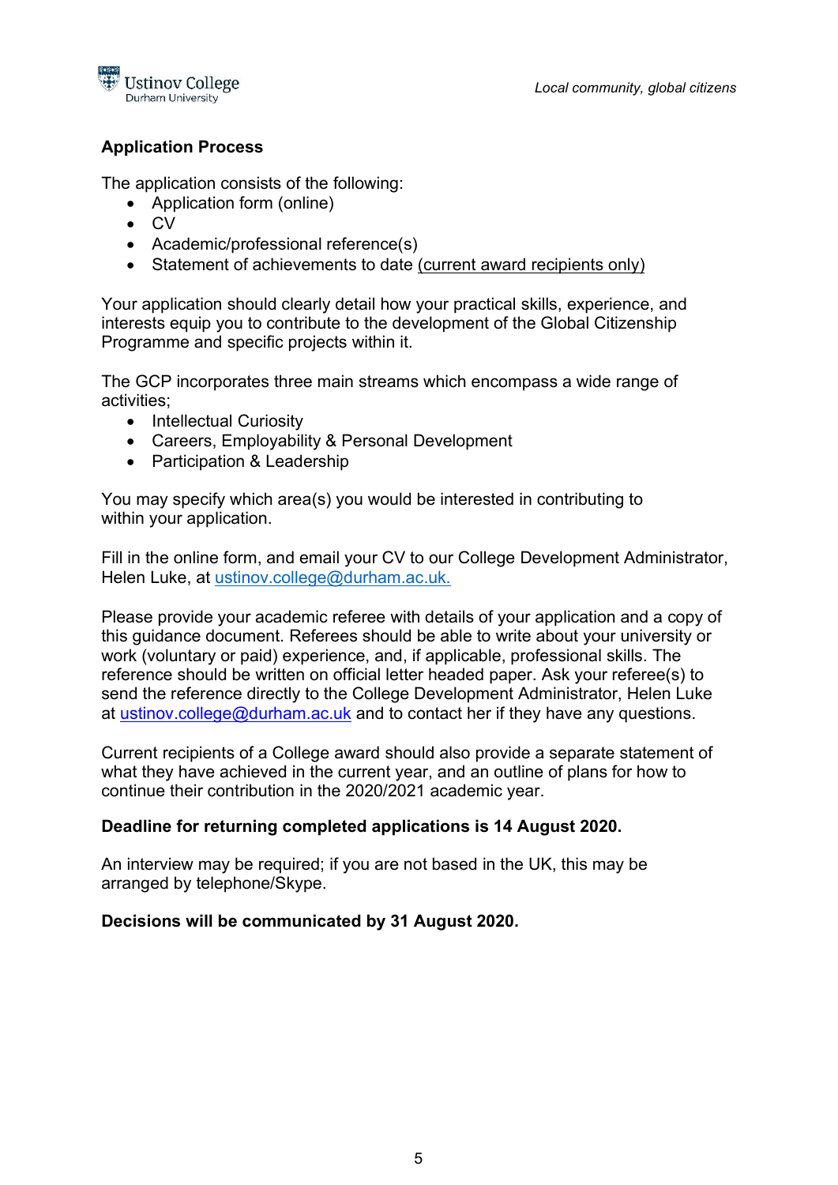## Application Process

The application consists of the following:

- Application form (online)
- CV
- Academic/professional reference(s)
- Statement of achievements to date (current award recipients only)

Your application should clearly detail how your practical skills, experience, and interests equip you to contribute to the development of the Global Citizenship Programme and specific projects within it.

The GCP incorporates three main streams which encompass a wide range of activities;

- Intellectual Curiosity
- Careers, Employability & Personal Development
- Participation & Leadership

You may specify which area(s) you would be interested in contributing to within your application.

Fill in the online form, and email your CV to our College Development Administrator, Helen Luke, at ustinov.college@durham.ac.uk.

Please provide your academic referee with details of your application and a copy of this guidance document. Referees should be able to write about your university or work (voluntary or paid) experience, and, if applicable, professional skills. The reference should be written on official letter headed paper. Ask your referee(s) to send the reference directly to the College Development Administrator, Helen Luke at ustinov.college@durham.ac.uk and to contact her if they have any questions.

Current recipients of a College award should also provide a separate statement of what they have achieved in the current year, and an outline of plans for how to continue their contribution in the 2020/2021 academic year.

**Deadline for returning completed applications is 14 August 2020.**

An interview may be required; if you are not based in the UK, this may be arranged by telephone/Skype.

**Decisions will be communicated by 31 August 2020.**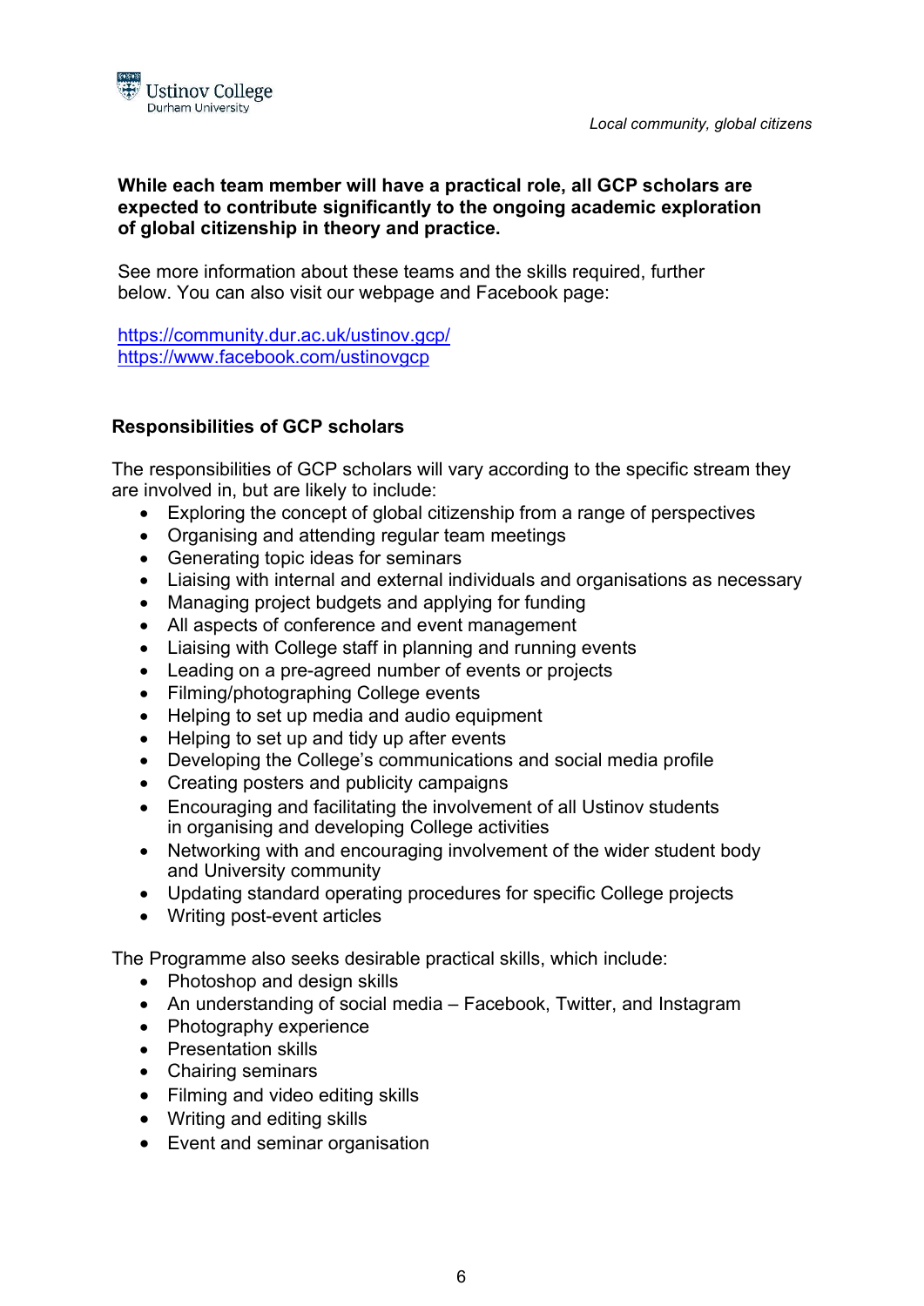**While each team member will have a practical role, all GCP scholars are expected to contribute significantly to the ongoing academic exploration of global citizenship in theory and practice.**

See more information about these teams and the skills required, further below. You can also visit our webpage and Facebook page:

https://community.dur.ac.uk/ustinov.gcp/
https://www.facebook.com/ustinovgcp

**Responsibilities of GCP scholars**

The responsibilities of GCP scholars will vary according to the specific stream they are involved in, but are likely to include:

- Exploring the concept of global citizenship from a range of perspectives
- Organising and attending regular team meetings
- Generating topic ideas for seminars
- Liaising with internal and external individuals and organisations as necessary
- Managing project budgets and applying for funding
- All aspects of conference and event management
- Liaising with College staff in planning and running events
- Leading on a pre-agreed number of events or projects
- Filming/photographing College events
- Helping to set up media and audio equipment
- Helping to set up and tidy up after events
- Developing the College's communications and social media profile
- Creating posters and publicity campaigns
- Encouraging and facilitating the involvement of all Ustinov students in organising and developing College activities
- Networking with and encouraging involvement of the wider student body and University community
- Updating standard operating procedures for specific College projects
- Writing post-event articles

The Programme also seeks desirable practical skills, which include:

- Photoshop and design skills
- An understanding of social media – Facebook, Twitter, and Instagram
- Photography experience
- Presentation skills
- Chairing seminars
- Filming and video editing skills
- Writing and editing skills
- Event and seminar organisation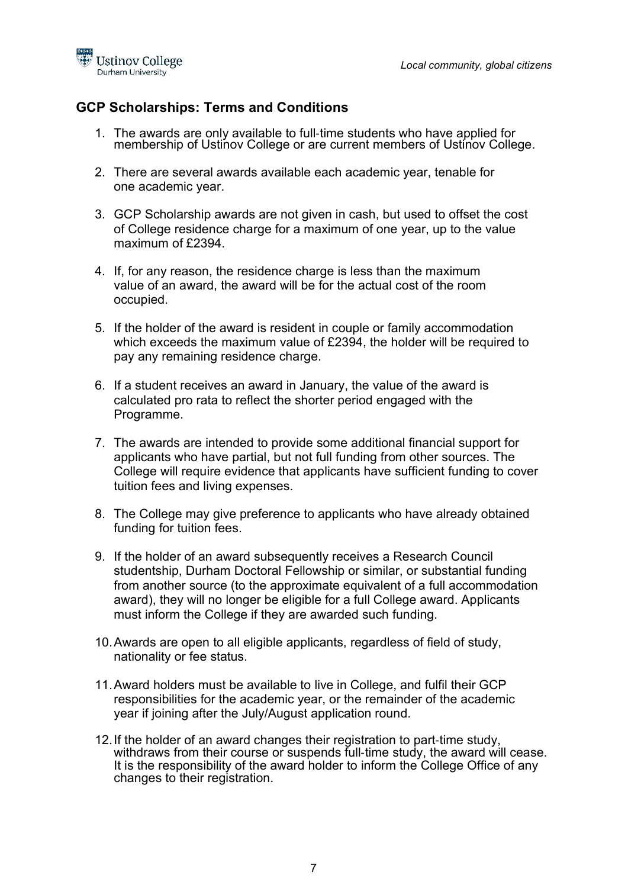## GCP Scholarships: Terms and Conditions

1. The awards are only available to full-time students who have applied for membership of Ustinov College or are current members of Ustinov College.

2. There are several awards available each academic year, tenable for one academic year.

3. GCP Scholarship awards are not given in cash, but used to offset the cost of College residence charge for a maximum of one year, up to the value maximum of £2394.

4. If, for any reason, the residence charge is less than the maximum value of an award, the award will be for the actual cost of the room occupied.

5. If the holder of the award is resident in couple or family accommodation which exceeds the maximum value of £2394, the holder will be required to pay any remaining residence charge.

6. If a student receives an award in January, the value of the award is calculated pro rata to reflect the shorter period engaged with the Programme.

7. The awards are intended to provide some additional financial support for applicants who have partial, but not full funding from other sources. The College will require evidence that applicants have sufficient funding to cover tuition fees and living expenses.

8. The College may give preference to applicants who have already obtained funding for tuition fees.

9. If the holder of an award subsequently receives a Research Council studentship, Durham Doctoral Fellowship or similar, or substantial funding from another source (to the approximate equivalent of a full accommodation award), they will no longer be eligible for a full College award. Applicants must inform the College if they are awarded such funding.

10. Awards are open to all eligible applicants, regardless of field of study, nationality or fee status.

11. Award holders must be available to live in College, and fulfil their GCP responsibilities for the academic year, or the remainder of the academic year if joining after the July/August application round.

12. If the holder of an award changes their registration to part-time study, withdraws from their course or suspends full-time study, the award will cease. It is the responsibility of the award holder to inform the College Office of any changes to their registration.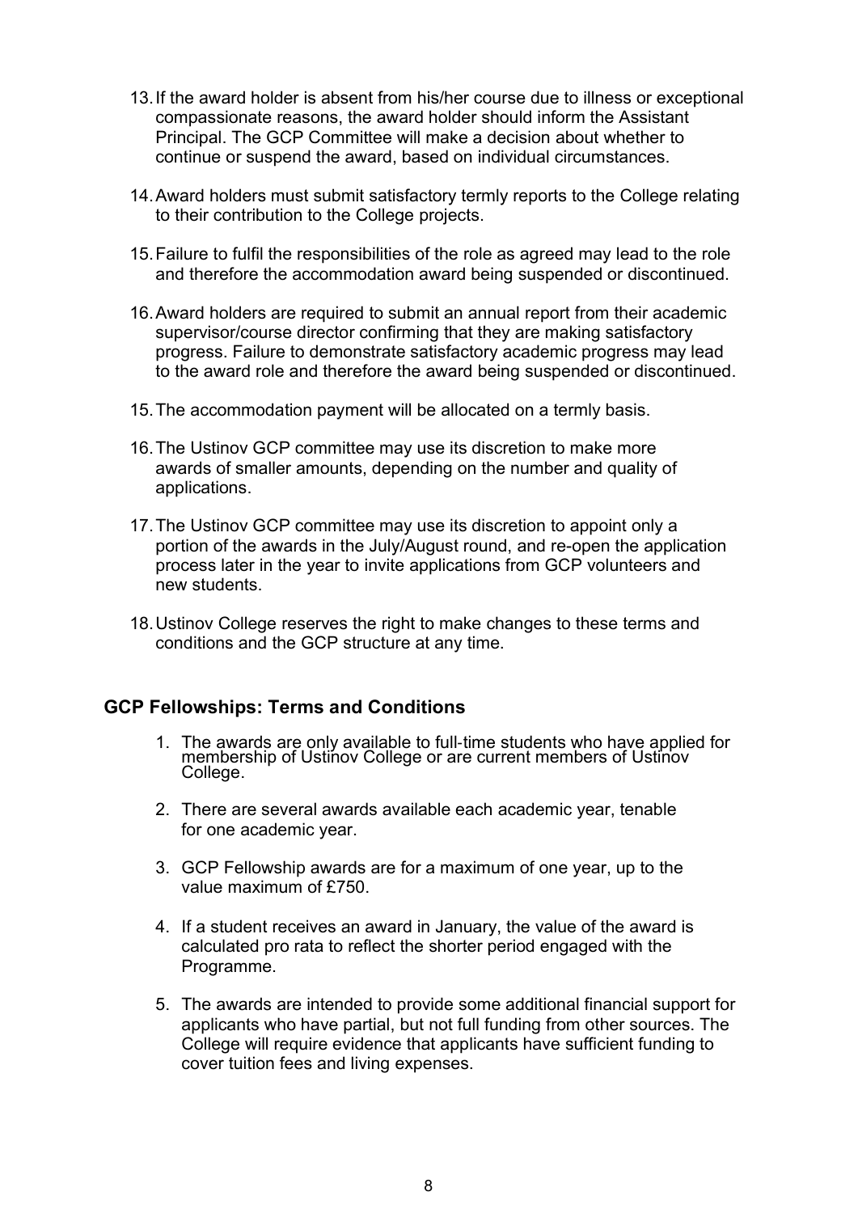13. If the award holder is absent from his/her course due to illness or exceptional compassionate reasons, the award holder should inform the Assistant Principal. The GCP Committee will make a decision about whether to continue or suspend the award, based on individual circumstances.

14. Award holders must submit satisfactory termly reports to the College relating to their contribution to the College projects.

15. Failure to fulfil the responsibilities of the role as agreed may lead to the role and therefore the accommodation award being suspended or discontinued.

16. Award holders are required to submit an annual report from their academic supervisor/course director confirming that they are making satisfactory progress. Failure to demonstrate satisfactory academic progress may lead to the award role and therefore the award being suspended or discontinued.

15. The accommodation payment will be allocated on a termly basis.

16. The Ustinov GCP committee may use its discretion to make more awards of smaller amounts, depending on the number and quality of applications.

17. The Ustinov GCP committee may use its discretion to appoint only a portion of the awards in the July/August round, and re-open the application process later in the year to invite applications from GCP volunteers and new students.

18. Ustinov College reserves the right to make changes to these terms and conditions and the GCP structure at any time.

## GCP Fellowships: Terms and Conditions

1. The awards are only available to full-time students who have applied for membership of Ustinov College or are current members of Ustinov College.

2. There are several awards available each academic year, tenable for one academic year.

3. GCP Fellowship awards are for a maximum of one year, up to the value maximum of £750.

4. If a student receives an award in January, the value of the award is calculated pro rata to reflect the shorter period engaged with the Programme.

5. The awards are intended to provide some additional financial support for applicants who have partial, but not full funding from other sources. The College will require evidence that applicants have sufficient funding to cover tuition fees and living expenses.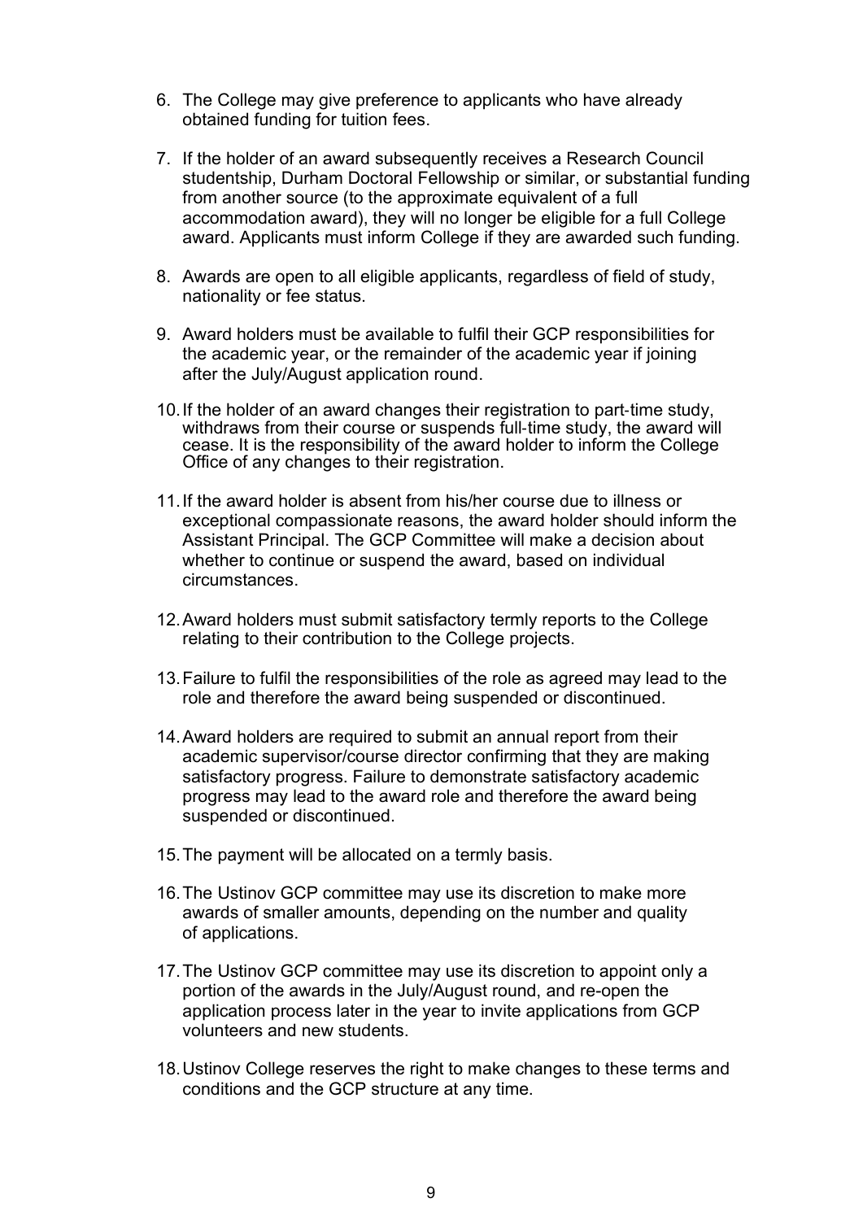6. The College may give preference to applicants who have already obtained funding for tuition fees.

7. If the holder of an award subsequently receives a Research Council studentship, Durham Doctoral Fellowship or similar, or substantial funding from another source (to the approximate equivalent of a full accommodation award), they will no longer be eligible for a full College award. Applicants must inform College if they are awarded such funding.

8. Awards are open to all eligible applicants, regardless of field of study, nationality or fee status.

9. Award holders must be available to fulfil their GCP responsibilities for the academic year, or the remainder of the academic year if joining after the July/August application round.

10. If the holder of an award changes their registration to part-time study, withdraws from their course or suspends full-time study, the award will cease. It is the responsibility of the award holder to inform the College Office of any changes to their registration.

11. If the award holder is absent from his/her course due to illness or exceptional compassionate reasons, the award holder should inform the Assistant Principal. The GCP Committee will make a decision about whether to continue or suspend the award, based on individual circumstances.

12. Award holders must submit satisfactory termly reports to the College relating to their contribution to the College projects.

13. Failure to fulfil the responsibilities of the role as agreed may lead to the role and therefore the award being suspended or discontinued.

14. Award holders are required to submit an annual report from their academic supervisor/course director confirming that they are making satisfactory progress. Failure to demonstrate satisfactory academic progress may lead to the award role and therefore the award being suspended or discontinued.

15. The payment will be allocated on a termly basis.

16. The Ustinov GCP committee may use its discretion to make more awards of smaller amounts, depending on the number and quality of applications.

17. The Ustinov GCP committee may use its discretion to appoint only a portion of the awards in the July/August round, and re-open the application process later in the year to invite applications from GCP volunteers and new students.

18. Ustinov College reserves the right to make changes to these terms and conditions and the GCP structure at any time.